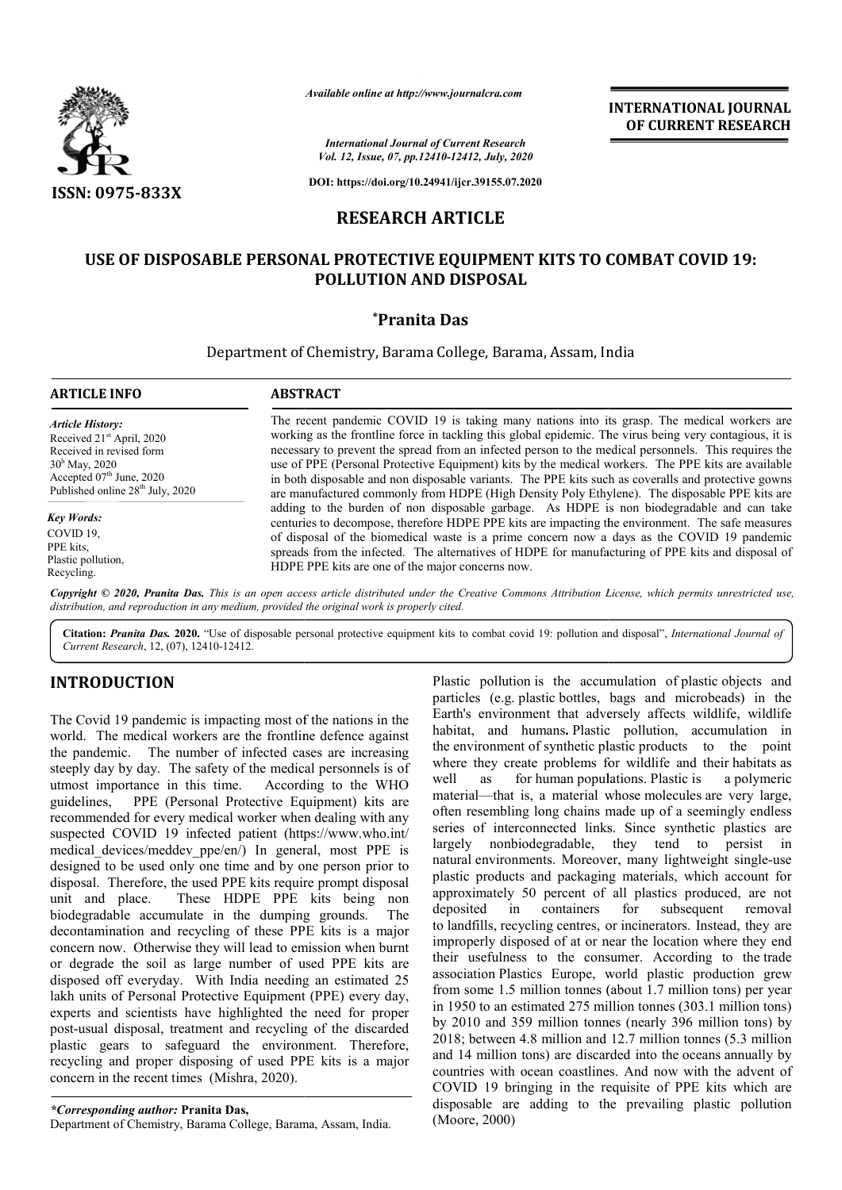ISSN: 0975-833X

*Available online at http://www.journalcra.com*

*International Journal of Current Research*
*Vol. 12, Issue, 07, pp.12410-12412, July, 2020*

DOI: https://doi.org/10.24941/ijcr.39155.07.2020

**INTERNATIONAL JOURNAL OF CURRENT RESEARCH**

## RESEARCH ARTICLE

# USE OF DISPOSABLE PERSONAL PROTECTIVE EQUIPMENT KITS TO COMBAT COVID 19: POLLUTION AND DISPOSAL

**\*Pranita Das**

Department of Chemistry, Barama College, Barama, Assam, India

### ARTICLE INFO

*Article History:*
Received 21st April, 2020
Received in revised form 30th May, 2020
Accepted 07th June, 2020
Published online 28th July, 2020

*Key Words:*
COVID 19,
PPE kits,
Plastic pollution,
Recycling.

### ABSTRACT

The recent pandemic COVID 19 is taking many nations into its grasp. The medical workers are working as the frontline force in tackling this global epidemic. The virus being very contagious, it is necessary to prevent the spread from an infected person to the medical personnels. This requires the use of PPE (Personal Protective Equipment) kits by the medical workers. The PPE kits are available in both disposable and non disposable variants. The PPE kits such as coveralls and protective gowns are manufactured commonly from HDPE (High Density Poly Ethylene). The disposable PPE kits are adding to the burden of non disposable garbage. As HDPE is non biodegradable and can take centuries to decompose, therefore HDPE PPE kits are impacting the environment. The safe measures of disposal of the biomedical waste is a prime concern now a days as the COVID 19 pandemic spreads from the infected. The alternatives of HDPE for manufacturing of PPE kits and disposal of HDPE PPE kits are one of the major concerns now.

*Copyright © 2020, Pranita Das. This is an open access article distributed under the Creative Commons Attribution License, which permits unrestricted use, distribution, and reproduction in any medium, provided the original work is properly cited.*

**Citation:** *Pranita Das.* **2020.** "Use of disposable personal protective equipment kits to combat covid 19: pollution and disposal", *International Journal of Current Research*, 12, (07), 12410-12412.

## INTRODUCTION

The Covid 19 pandemic is impacting most of the nations in the world. The medical workers are the frontline defence against the pandemic. The number of infected cases are increasing steeply day by day. The safety of the medical personnels is of utmost importance in this time. According to the WHO guidelines, PPE (Personal Protective Equipment) kits are recommended for every medical worker when dealing with any suspected COVID 19 infected patient (https://www.who.int/medical_devices/meddev_ppe/en/) In general, most PPE is designed to be used only one time and by one person prior to disposal. Therefore, the used PPE kits require prompt disposal unit and place. These HDPE PPE kits being non biodegradable accumulate in the dumping grounds. The decontamination and recycling of these PPE kits is a major concern now. Otherwise they will lead to emission when burnt or degrade the soil as large number of used PPE kits are disposed off everyday. With India needing an estimated 25 lakh units of Personal Protective Equipment (PPE) every day, experts and scientists have highlighted the need for proper post-usual disposal, treatment and recycling of the discarded plastic gears to safeguard the environment. Therefore, recycling and proper disposing of used PPE kits is a major concern in the recent times (Mishra, 2020).

Plastic pollution is the accumulation of plastic objects and particles (e.g. plastic bottles, bags and microbeads) in the Earth's environment that adversely affects wildlife, wildlife habitat, and humans. Plastic pollution, accumulation in the environment of synthetic plastic products to the point where they create problems for wildlife and their habitats as well as for human populations. Plastic is a polymeric material—that is, a material whose molecules are very large, often resembling long chains made up of a seemingly endless series of interconnected links. Since synthetic plastics are largely nonbiodegradable, they tend to persist in natural environments. Moreover, many lightweight single-use plastic products and packaging materials, which account for approximately 50 percent of all plastics produced, are not deposited in containers for subsequent removal to landfills, recycling centres, or incinerators. Instead, they are improperly disposed of at or near the location where they end their usefulness to the consumer. According to the trade association Plastics Europe, world plastic production grew from some 1.5 million tonnes (about 1.7 million tons) per year in 1950 to an estimated 275 million tonnes (303.1 million tons) by 2010 and 359 million tonnes (nearly 396 million tons) by 2018; between 4.8 million and 12.7 million tonnes (5.3 million and 14 million tons) are discarded into the oceans annually by countries with ocean coastlines. And now with the advent of COVID 19 bringing in the requisite of PPE kits which are disposable are adding to the prevailing plastic pollution (Moore, 2000)

*\*Corresponding author:* **Pranita Das,**
Department of Chemistry, Barama College, Barama, Assam, India.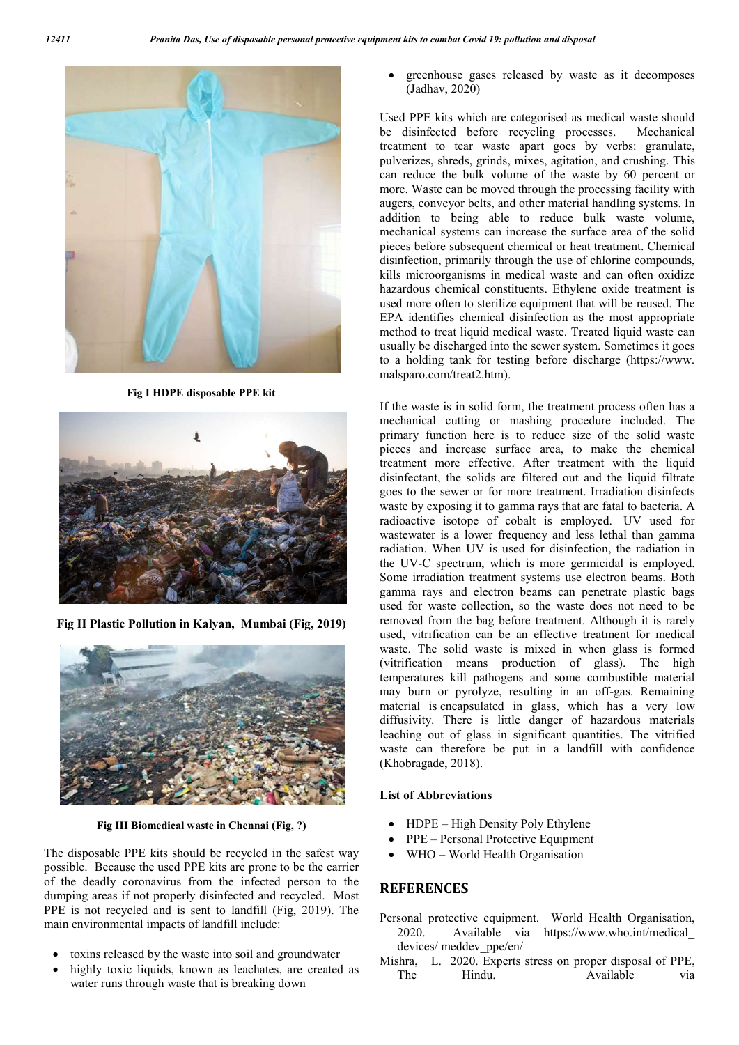Fig I HDPE disposable PPE kit

Fig II Plastic Pollution in Kalyan, Mumbai (Fig, 2019)

Fig III Biomedical waste in Chennai (Fig, ?)

The disposable PPE kits should be recycled in the safest way possible. Because the used PPE kits are prone to be the carrier of the deadly coronavirus from the infected person to the dumping areas if not properly disinfected and recycled. Most PPE is not recycled and is sent to landfill (Fig, 2019). The main environmental impacts of landfill include:

- toxins released by the waste into soil and groundwater
- highly toxic liquids, known as leachates, are created as water runs through waste that is breaking down
- greenhouse gases released by waste as it decomposes (Jadhav, 2020)

Used PPE kits which are categorised as medical waste should be disinfected before recycling processes. Mechanical treatment to tear waste apart goes by verbs: granulate, pulverizes, shreds, grinds, mixes, agitation, and crushing. This can reduce the bulk volume of the waste by 60 percent or more. Waste can be moved through the processing facility with augers, conveyor belts, and other material handling systems. In addition to being able to reduce bulk waste volume, mechanical systems can increase the surface area of the solid pieces before subsequent chemical or heat treatment. Chemical disinfection, primarily through the use of chlorine compounds, kills microorganisms in medical waste and can often oxidize hazardous chemical constituents. Ethylene oxide treatment is used more often to sterilize equipment that will be reused. The EPA identifies chemical disinfection as the most appropriate method to treat liquid medical waste. Treated liquid waste can usually be discharged into the sewer system. Sometimes it goes to a holding tank for testing before discharge (https://www.malsparo.com/treat2.htm).

If the waste is in solid form, the treatment process often has a mechanical cutting or mashing procedure included. The primary function here is to reduce size of the solid waste pieces and increase surface area, to make the chemical treatment more effective. After treatment with the liquid disinfectant, the solids are filtered out and the liquid filtrate goes to the sewer or for more treatment. Irradiation disinfects waste by exposing it to gamma rays that are fatal to bacteria. A radioactive isotope of cobalt is employed. UV used for wastewater is a lower frequency and less lethal than gamma radiation. When UV is used for disinfection, the radiation in the UV-C spectrum, which is more germicidal is employed. Some irradiation treatment systems use electron beams. Both gamma rays and electron beams can penetrate plastic bags used for waste collection, so the waste does not need to be removed from the bag before treatment. Although it is rarely used, vitrification can be an effective treatment for medical waste. The solid waste is mixed in when glass is formed (vitrification means production of glass). The high temperatures kill pathogens and some combustible material may burn or pyrolyze, resulting in an off-gas. Remaining material is encapsulated in glass, which has a very low diffusivity. There is little danger of hazardous materials leaching out of glass in significant quantities. The vitrified waste can therefore be put in a landfill with confidence (Khobragade, 2018).

### List of Abbreviations

- HDPE – High Density Poly Ethylene
- PPE – Personal Protective Equipment
- WHO – World Health Organisation

## REFERENCES

Personal protective equipment. World Health Organisation, 2020. Available via https://www.who.int/medical_devices/ meddev_ppe/en/

Mishra, L. 2020. Experts stress on proper disposal of PPE, The Hindu. Available via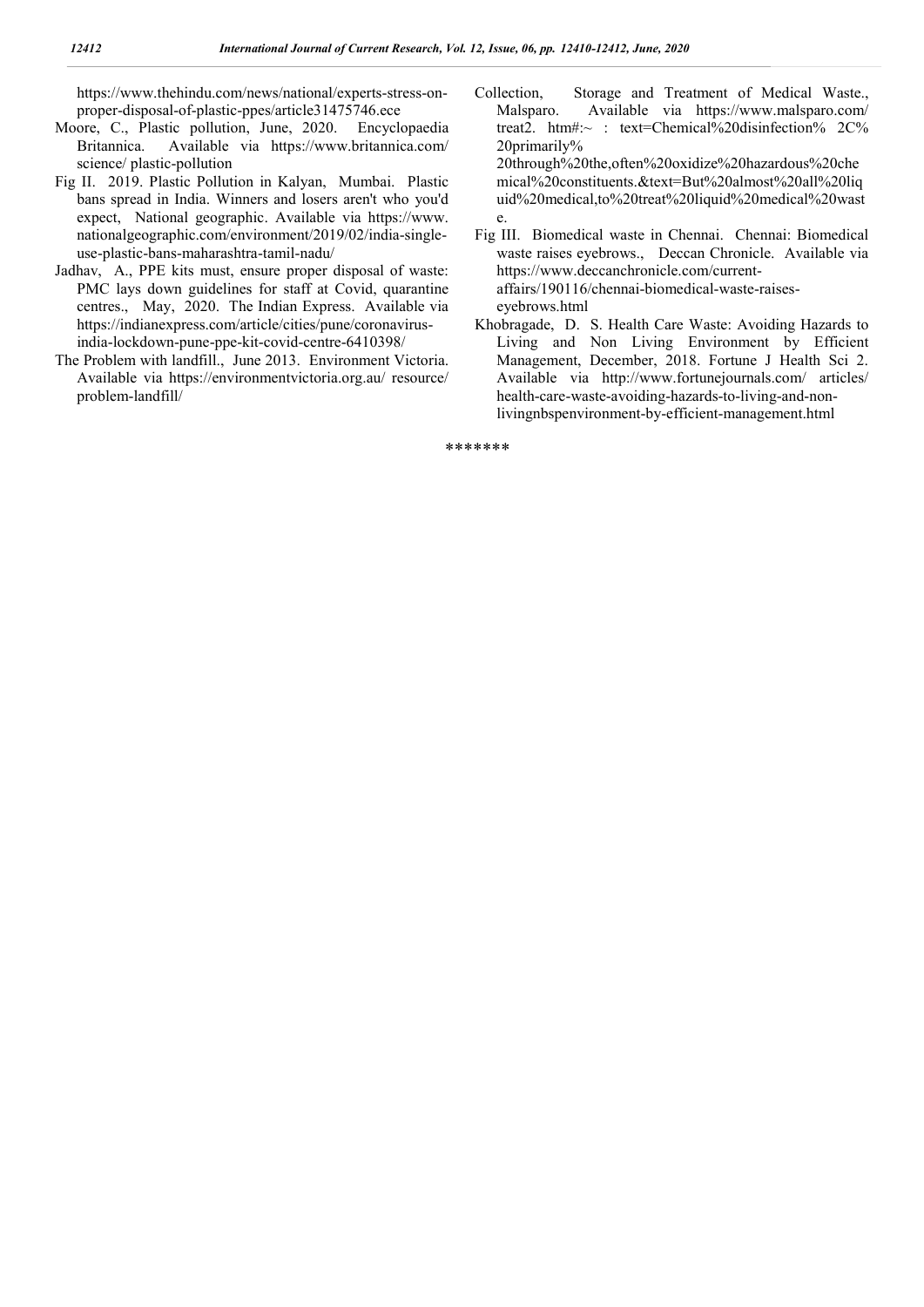https://www.thehindu.com/news/national/experts-stress-on-proper-disposal-of-plastic-ppes/article31475746.ece

Moore, C., Plastic pollution, June, 2020. Encyclopaedia Britannica. Available via https://www.britannica.com/ science/ plastic-pollution

Fig II. 2019. Plastic Pollution in Kalyan, Mumbai. Plastic bans spread in India. Winners and losers aren't who you'd expect, National geographic. Available via https://www. nationalgeographic.com/environment/2019/02/india-single-use-plastic-bans-maharashtra-tamil-nadu/

Jadhav, A., PPE kits must, ensure proper disposal of waste: PMC lays down guidelines for staff at Covid, quarantine centres., May, 2020. The Indian Express. Available via https://indianexpress.com/article/cities/pune/coronavirus-india-lockdown-pune-ppe-kit-covid-centre-6410398/

The Problem with landfill., June 2013. Environment Victoria. Available via https://environmentvictoria.org.au/ resource/ problem-landfill/

Collection, Storage and Treatment of Medical Waste., Malsparo. Available via https://www.malsparo.com/ treat2. htm#:~ : text=Chemical%20disinfection% 2C% 20primarily% 20through%20the,often%20oxidize%20hazardous%20chemical%20constituents.&text=But%20almost%20all%20liquid%20medical,to%20treat%20liquid%20medical%20waste.

Fig III. Biomedical waste in Chennai. Chennai: Biomedical waste raises eyebrows., Deccan Chronicle. Available via https://www.deccanchronicle.com/current-affairs/190116/chennai-biomedical-waste-raises-eyebrows.html

Khobragade, D. S. Health Care Waste: Avoiding Hazards to Living and Non Living Environment by Efficient Management, December, 2018. Fortune J Health Sci 2. Available via http://www.fortunejournals.com/ articles/ health-care-waste-avoiding-hazards-to-living-and-non-livingnbspenvironment-by-efficient-management.html

*******